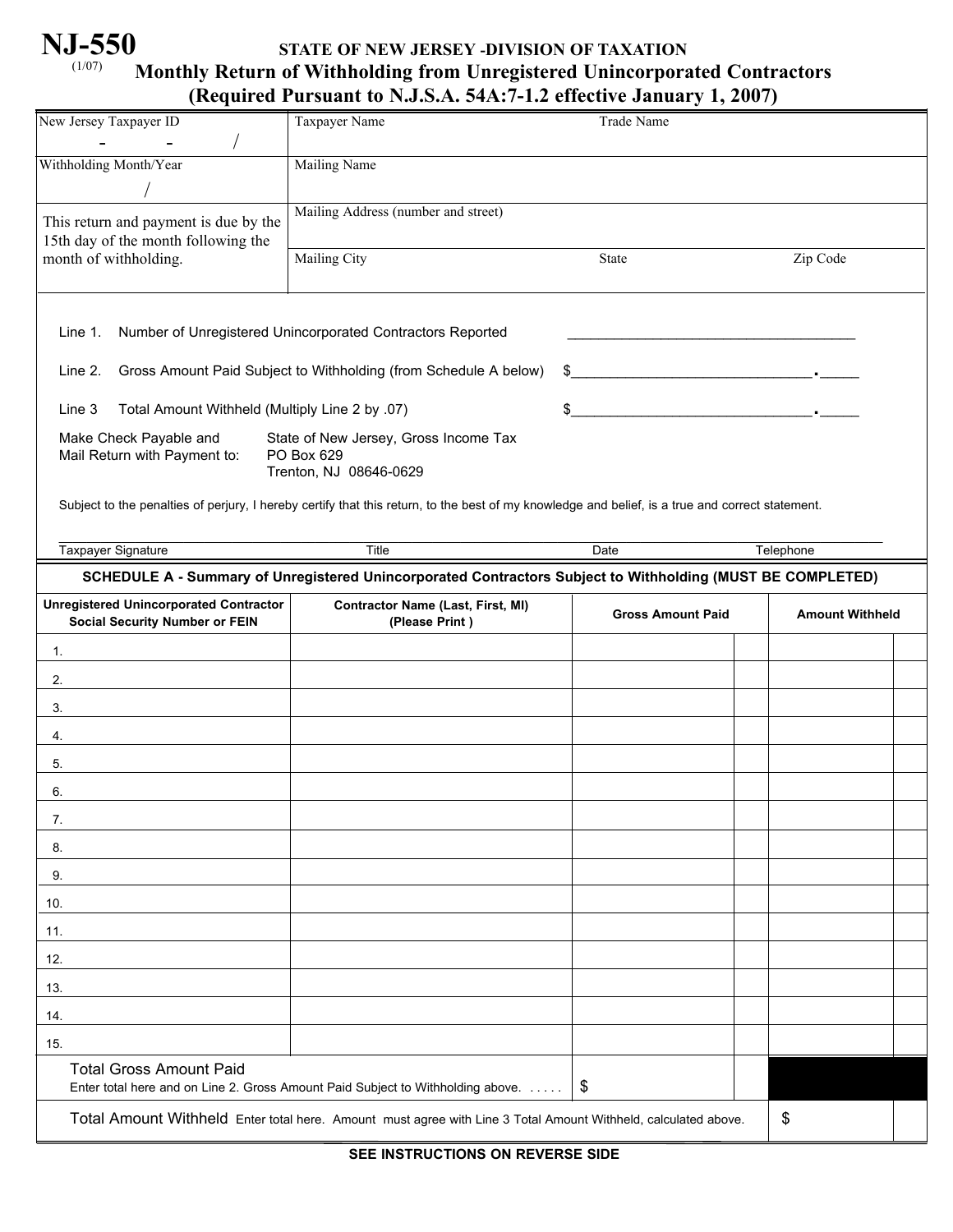**NJ-550**
(1/07)

# STATE OF NEW JERSEY -DIVISION OF TAXATION

## Monthly Return of Withholding from Unregistered Unincorporated Contractors (Required Pursuant to N.J.S.A. 54A:7-1.2 effective January 1, 2007)

| New Jersey Taxpayer ID<br>- - / | Taxpayer Name | Trade Name | |
|---|---|---|---|
| Withholding Month/Year<br>/ | Mailing Name | | |
| This return and payment is due by the 15th day of the month following the month of withholding. | Mailing Address (number and street) | | |
| | Mailing City | State | Zip Code |

Line 1. Number of Unregistered Unincorporated Contractors Reported \_\_\_\_\_\_\_\_\_\_\_\_\_\_\_\_\_\_\_\_

Line 2. Gross Amount Paid Subject to Withholding (from Schedule A below) $\_\_\_\_\_\_\_\_\_\_\_\_\_\_\_\_\_\_\_\_.\_\_\_\_\_

Line 3 Total Amount Withheld (Multiply Line 2 by .07) $\_\_\_\_\_\_\_\_\_\_\_\_\_\_\_\_\_\_\_\_.\_\_\_\_\_

Make Check Payable and Mail Return with Payment to:
State of New Jersey, Gross Income Tax
PO Box 629
Trenton, NJ 08646-0629

Subject to the penalties of perjury, I hereby certify that this return, to the best of my knowledge and belief, is a true and correct statement.

\_\_\_\_\_\_\_\_\_\_\_\_\_\_\_\_\_\_\_\_\_\_\_\_\_\_\_\_\_\_\_\_\_\_\_\_\_\_\_\_\_\_\_\_\_\_\_\_\_\_\_\_\_\_\_\_\_\_\_\_

Taxpayer Signature | Title | Date | Telephone

### SCHEDULE A - Summary of Unregistered Unincorporated Contractors Subject to Withholding (MUST BE COMPLETED)

| Unregistered Unincorporated Contractor Social Security Number or FEIN | Contractor Name (Last, First, MI) (Please Print ) | Gross Amount Paid | Amount Withheld |
|---|---|---|---|
| 1. | | | |
| 2. | | | |
| 3. | | | |
| 4. | | | |
| 5. | | | |
| 6. | | | |
| 7. | | | |
| 8. | | | |
| 9. | | | |
| 10. | | | |
| 11. | | | |
| 12. | | | |
| 13. | | | |
| 14. | | | |
| 15. | | | |
| Total Gross Amount Paid<br>Enter total here and on Line 2. Gross Amount Paid Subject to Withholding above. . . . . . | | $ | |
| Total Amount Withheld Enter total here. Amount must agree with Line 3 Total Amount Withheld, calculated above. | | | $ |

**SEE INSTRUCTIONS ON REVERSE SIDE**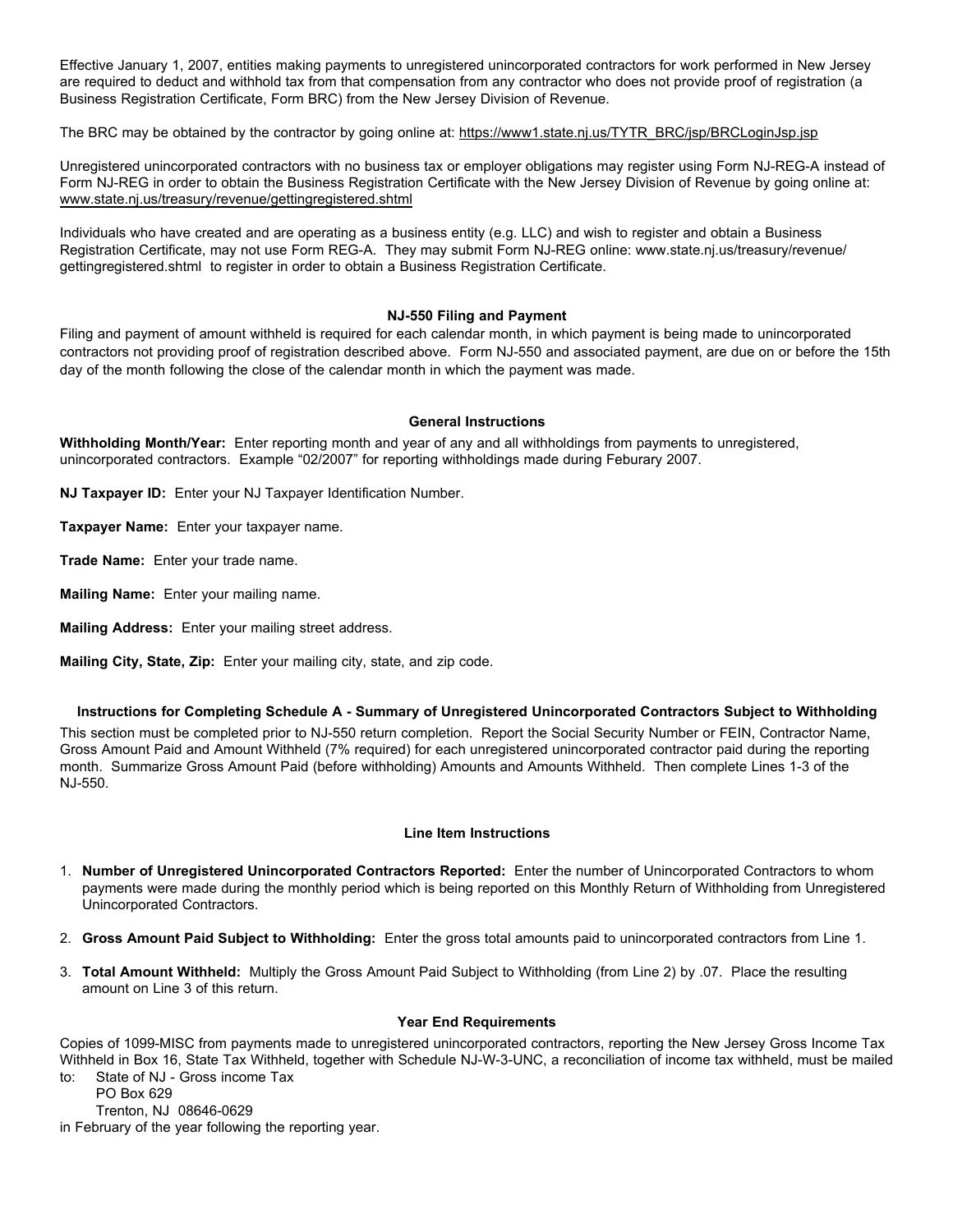Effective January 1, 2007, entities making payments to unregistered unincorporated contractors for work performed in New Jersey are required to deduct and withhold tax from that compensation from any contractor who does not provide proof of registration (a Business Registration Certificate, Form BRC) from the New Jersey Division of Revenue.

The BRC may be obtained by the contractor by going online at: https://www1.state.nj.us/TYTR_BRC/jsp/BRCLoginJsp.jsp

Unregistered unincorporated contractors with no business tax or employer obligations may register using Form NJ-REG-A instead of Form NJ-REG in order to obtain the Business Registration Certificate with the New Jersey Division of Revenue by going online at: www.state.nj.us/treasury/revenue/gettingregistered.shtml

Individuals who have created and are operating as a business entity (e.g. LLC) and wish to register and obtain a Business Registration Certificate, may not use Form REG-A. They may submit Form NJ-REG online: www.state.nj.us/treasury/revenue/gettingregistered.shtml to register in order to obtain a Business Registration Certificate.

### NJ-550 Filing and Payment

Filing and payment of amount withheld is required for each calendar month, in which payment is being made to unincorporated contractors not providing proof of registration described above. Form NJ-550 and associated payment, are due on or before the 15th day of the month following the close of the calendar month in which the payment was made.

### General Instructions

**Withholding Month/Year:** Enter reporting month and year of any and all withholdings from payments to unregistered, unincorporated contractors. Example "02/2007" for reporting withholdings made during Feburary 2007.

**NJ Taxpayer ID:** Enter your NJ Taxpayer Identification Number.

**Taxpayer Name:** Enter your taxpayer name.

**Trade Name:** Enter your trade name.

**Mailing Name:** Enter your mailing name.

**Mailing Address:** Enter your mailing street address.

**Mailing City, State, Zip:** Enter your mailing city, state, and zip code.

### Instructions for Completing Schedule A - Summary of Unregistered Unincorporated Contractors Subject to Withholding

This section must be completed prior to NJ-550 return completion. Report the Social Security Number or FEIN, Contractor Name, Gross Amount Paid and Amount Withheld (7% required) for each unregistered unincorporated contractor paid during the reporting month. Summarize Gross Amount Paid (before withholding) Amounts and Amounts Withheld. Then complete Lines 1-3 of the NJ-550.

### Line Item Instructions

1. **Number of Unregistered Unincorporated Contractors Reported:** Enter the number of Unincorporated Contractors to whom payments were made during the monthly period which is being reported on this Monthly Return of Withholding from Unregistered Unincorporated Contractors.
2. **Gross Amount Paid Subject to Withholding:** Enter the gross total amounts paid to unincorporated contractors from Line 1.
3. **Total Amount Withheld:** Multiply the Gross Amount Paid Subject to Withholding (from Line 2) by .07. Place the resulting amount on Line 3 of this return.

### Year End Requirements

Copies of 1099-MISC from payments made to unregistered unincorporated contractors, reporting the New Jersey Gross Income Tax Withheld in Box 16, State Tax Withheld, together with Schedule NJ-W-3-UNC, a reconciliation of income tax withheld, must be mailed to:

State of NJ - Gross income Tax
PO Box 629
Trenton, NJ 08646-0629

in February of the year following the reporting year.